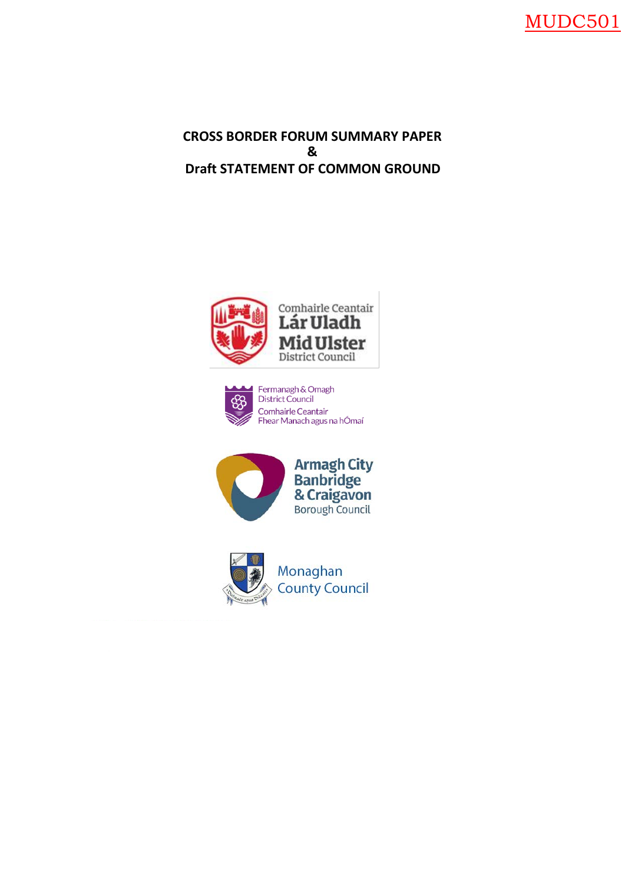MUDC501

# CROSS BORDER FORUM SUMMARY PAPER
# &
# Draft STATEMENT OF COMMON GROUND

Comhairle Ceantair Lár Uladh
Mid Ulster District Council

Fermanagh & Omagh District Council
Comhairle Ceantair Fhear Manach agus na hÓmaí

Armagh City Banbridge & Craigavon Borough Council

Monaghan County Council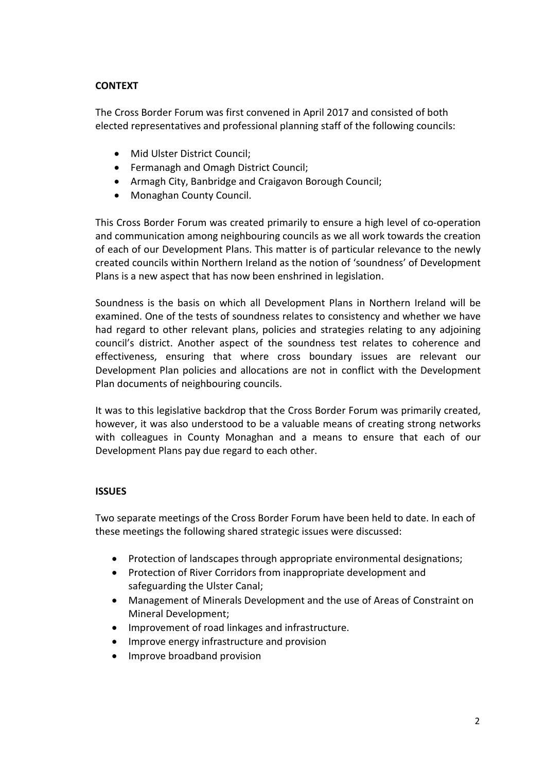## CONTEXT

The Cross Border Forum was first convened in April 2017 and consisted of both elected representatives and professional planning staff of the following councils:

- Mid Ulster District Council;
- Fermanagh and Omagh District Council;
- Armagh City, Banbridge and Craigavon Borough Council;
- Monaghan County Council.

This Cross Border Forum was created primarily to ensure a high level of co-operation and communication among neighbouring councils as we all work towards the creation of each of our Development Plans. This matter is of particular relevance to the newly created councils within Northern Ireland as the notion of 'soundness' of Development Plans is a new aspect that has now been enshrined in legislation.

Soundness is the basis on which all Development Plans in Northern Ireland will be examined. One of the tests of soundness relates to consistency and whether we have had regard to other relevant plans, policies and strategies relating to any adjoining council's district. Another aspect of the soundness test relates to coherence and effectiveness, ensuring that where cross boundary issues are relevant our Development Plan policies and allocations are not in conflict with the Development Plan documents of neighbouring councils.

It was to this legislative backdrop that the Cross Border Forum was primarily created, however, it was also understood to be a valuable means of creating strong networks with colleagues in County Monaghan and a means to ensure that each of our Development Plans pay due regard to each other.

## ISSUES

Two separate meetings of the Cross Border Forum have been held to date. In each of these meetings the following shared strategic issues were discussed:

- Protection of landscapes through appropriate environmental designations;
- Protection of River Corridors from inappropriate development and safeguarding the Ulster Canal;
- Management of Minerals Development and the use of Areas of Constraint on Mineral Development;
- Improvement of road linkages and infrastructure.
- Improve energy infrastructure and provision
- Improve broadband provision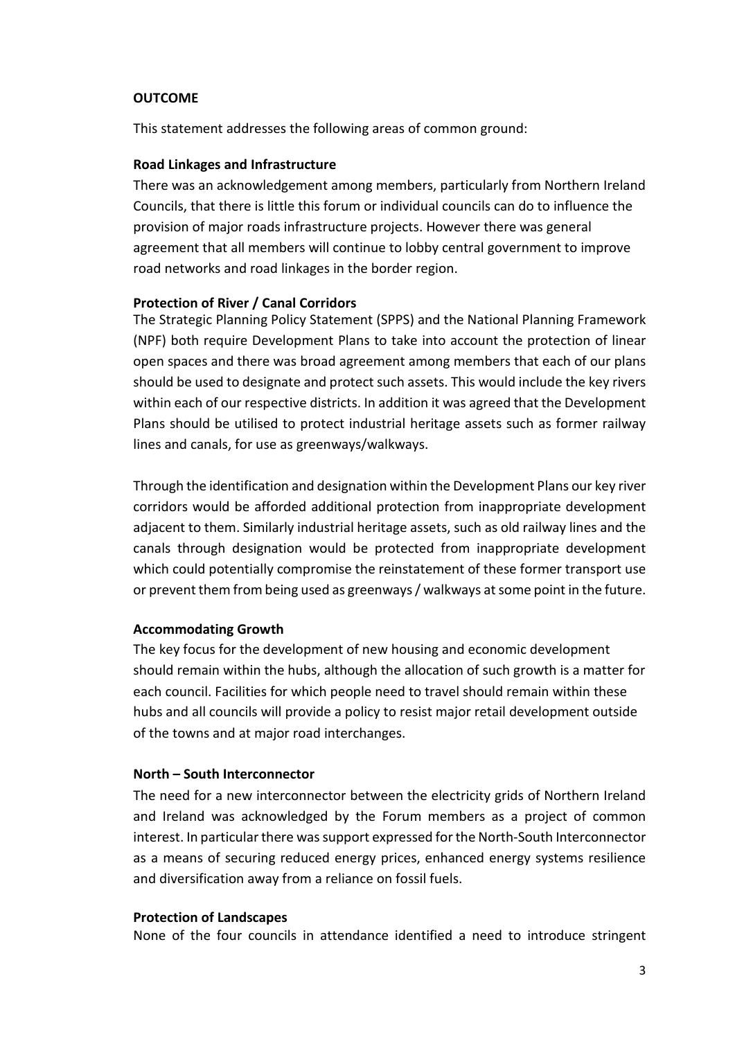**OUTCOME**

This statement addresses the following areas of common ground:

**Road Linkages and Infrastructure**

There was an acknowledgement among members, particularly from Northern Ireland Councils, that there is little this forum or individual councils can do to influence the provision of major roads infrastructure projects. However there was general agreement that all members will continue to lobby central government to improve road networks and road linkages in the border region.

**Protection of River / Canal Corridors**

The Strategic Planning Policy Statement (SPPS) and the National Planning Framework (NPF) both require Development Plans to take into account the protection of linear open spaces and there was broad agreement among members that each of our plans should be used to designate and protect such assets. This would include the key rivers within each of our respective districts. In addition it was agreed that the Development Plans should be utilised to protect industrial heritage assets such as former railway lines and canals, for use as greenways/walkways.

Through the identification and designation within the Development Plans our key river corridors would be afforded additional protection from inappropriate development adjacent to them. Similarly industrial heritage assets, such as old railway lines and the canals through designation would be protected from inappropriate development which could potentially compromise the reinstatement of these former transport use or prevent them from being used as greenways / walkways at some point in the future.

**Accommodating Growth**

The key focus for the development of new housing and economic development should remain within the hubs, although the allocation of such growth is a matter for each council. Facilities for which people need to travel should remain within these hubs and all councils will provide a policy to resist major retail development outside of the towns and at major road interchanges.

**North – South Interconnector**

The need for a new interconnector between the electricity grids of Northern Ireland and Ireland was acknowledged by the Forum members as a project of common interest. In particular there was support expressed for the North-South Interconnector as a means of securing reduced energy prices, enhanced energy systems resilience and diversification away from a reliance on fossil fuels.

**Protection of Landscapes**

None of the four councils in attendance identified a need to introduce stringent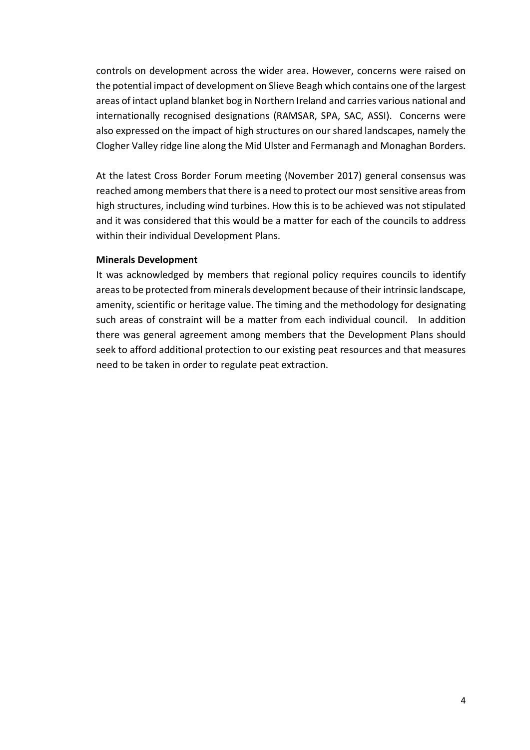controls on development across the wider area. However, concerns were raised on the potential impact of development on Slieve Beagh which contains one of the largest areas of intact upland blanket bog in Northern Ireland and carries various national and internationally recognised designations (RAMSAR, SPA, SAC, ASSI). Concerns were also expressed on the impact of high structures on our shared landscapes, namely the Clogher Valley ridge line along the Mid Ulster and Fermanagh and Monaghan Borders.

At the latest Cross Border Forum meeting (November 2017) general consensus was reached among members that there is a need to protect our most sensitive areas from high structures, including wind turbines. How this is to be achieved was not stipulated and it was considered that this would be a matter for each of the councils to address within their individual Development Plans.

**Minerals Development**

It was acknowledged by members that regional policy requires councils to identify areas to be protected from minerals development because of their intrinsic landscape, amenity, scientific or heritage value. The timing and the methodology for designating such areas of constraint will be a matter from each individual council. In addition there was general agreement among members that the Development Plans should seek to afford additional protection to our existing peat resources and that measures need to be taken in order to regulate peat extraction.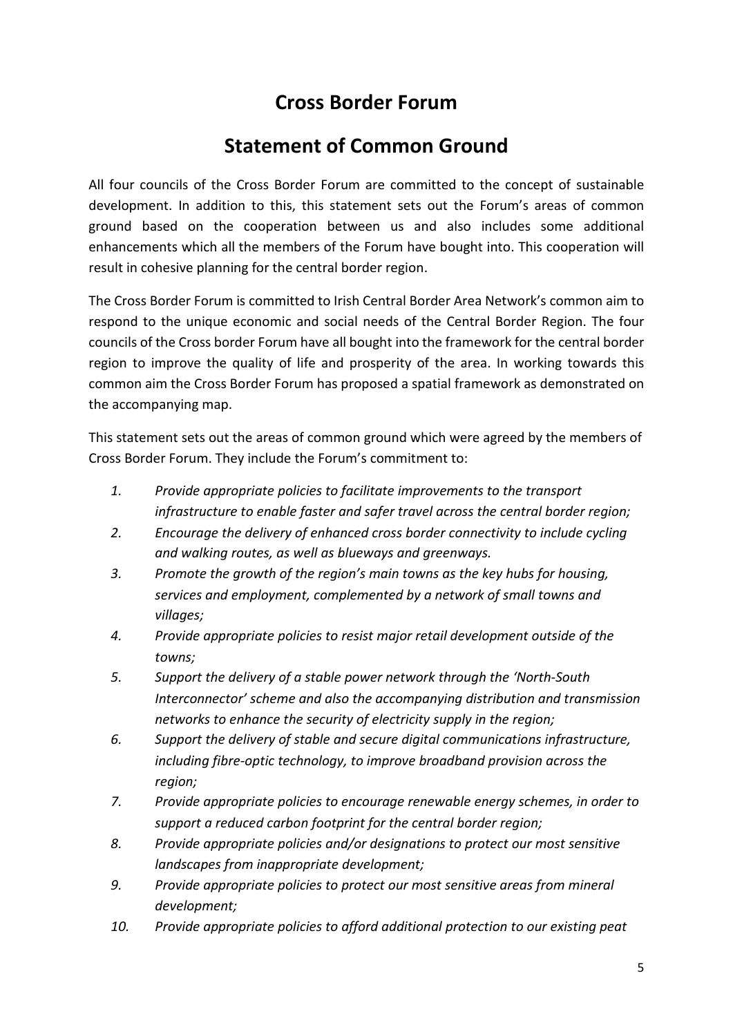# Cross Border Forum

# Statement of Common Ground

All four councils of the Cross Border Forum are committed to the concept of sustainable development. In addition to this, this statement sets out the Forum's areas of common ground based on the cooperation between us and also includes some additional enhancements which all the members of the Forum have bought into. This cooperation will result in cohesive planning for the central border region.

The Cross Border Forum is committed to Irish Central Border Area Network's common aim to respond to the unique economic and social needs of the Central Border Region. The four councils of the Cross border Forum have all bought into the framework for the central border region to improve the quality of life and prosperity of the area. In working towards this common aim the Cross Border Forum has proposed a spatial framework as demonstrated on the accompanying map.

This statement sets out the areas of common ground which were agreed by the members of Cross Border Forum. They include the Forum's commitment to:

1. *Provide appropriate policies to facilitate improvements to the transport infrastructure to enable faster and safer travel across the central border region;*
2. *Encourage the delivery of enhanced cross border connectivity to include cycling and walking routes, as well as blueways and greenways.*
3. *Promote the growth of the region's main towns as the key hubs for housing, services and employment, complemented by a network of small towns and villages;*
4. *Provide appropriate policies to resist major retail development outside of the towns;*
5. *Support the delivery of a stable power network through the 'North-South Interconnector' scheme and also the accompanying distribution and transmission networks to enhance the security of electricity supply in the region;*
6. *Support the delivery of stable and secure digital communications infrastructure, including fibre-optic technology, to improve broadband provision across the region;*
7. *Provide appropriate policies to encourage renewable energy schemes, in order to support a reduced carbon footprint for the central border region;*
8. *Provide appropriate policies and/or designations to protect our most sensitive landscapes from inappropriate development;*
9. *Provide appropriate policies to protect our most sensitive areas from mineral development;*
10. *Provide appropriate policies to afford additional protection to our existing peat*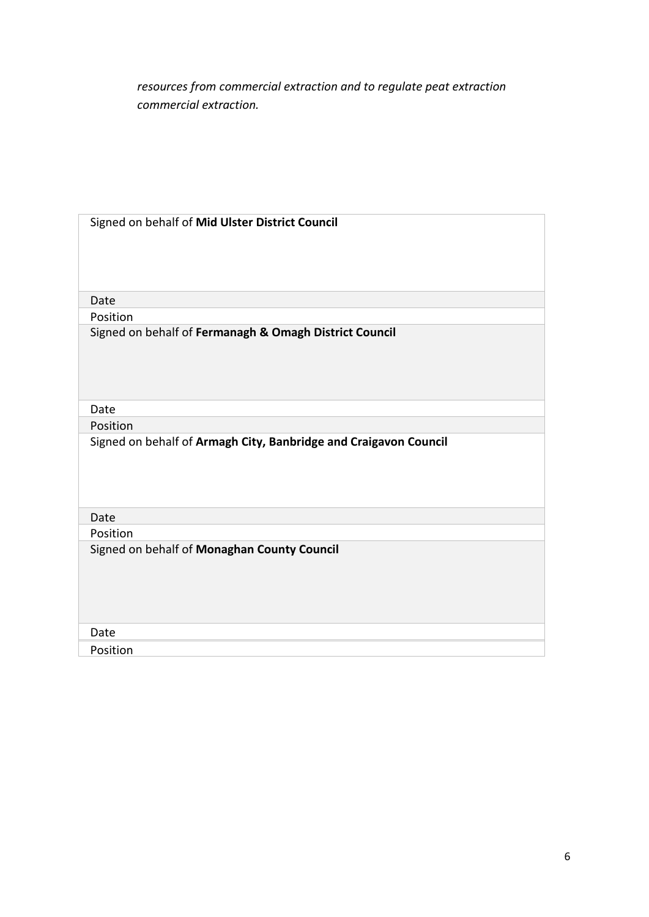*resources from commercial extraction and to regulate peat extraction commercial extraction.*

| |
|---|
| Signed on behalf of **Mid Ulster District Council** |
| Date |
| Position |
| Signed on behalf of **Fermanagh & Omagh District Council** |
| Date |
| Position |
| Signed on behalf of **Armagh City, Banbridge and Craigavon Council** |
| Date |
| Position |
| Signed on behalf of **Monaghan County Council** |
| Date |
| Position |